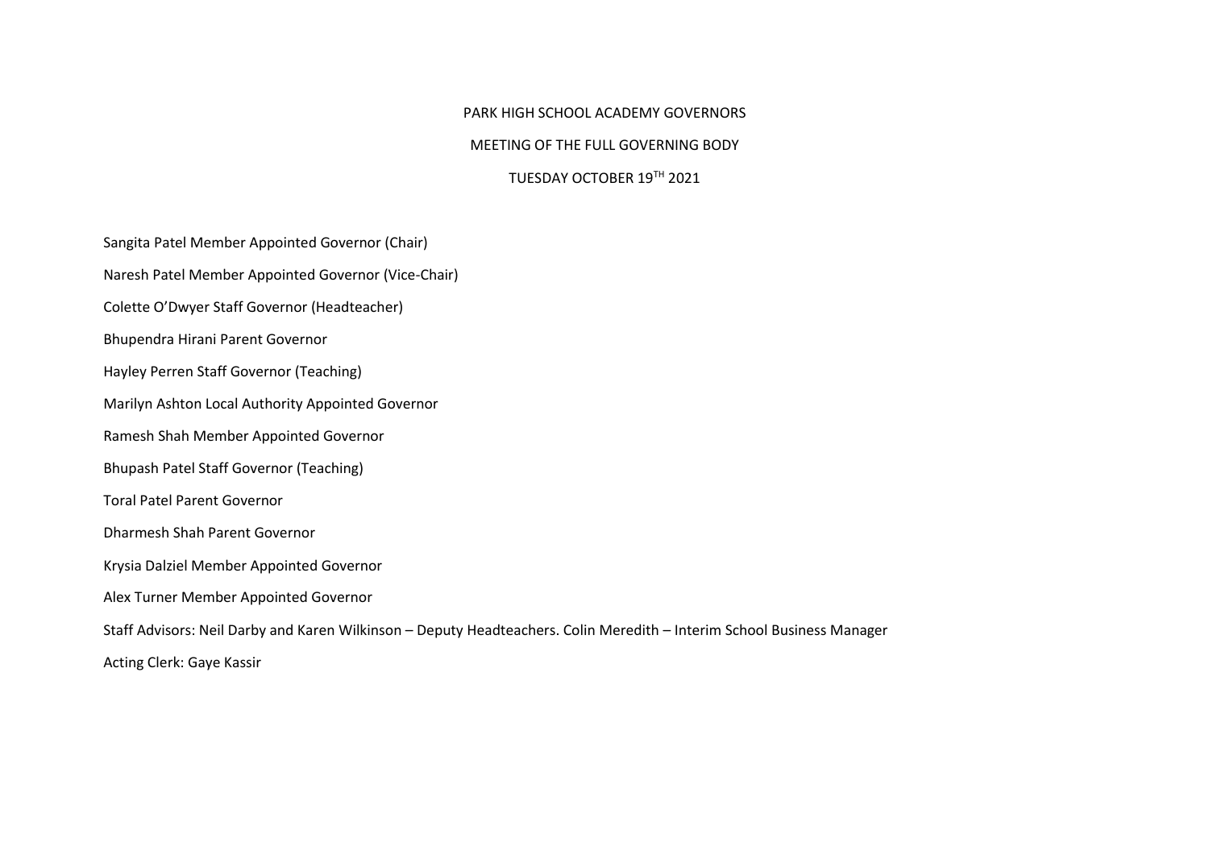# PARK HIGH SCHOOL ACADEMY GOVERNORS

## MEETING OF THE FULL GOVERNING BODY

## TUESDAY OCTOBER 19TH 2021

Sangita Patel Member Appointed Governor (Chair)

Naresh Patel Member Appointed Governor (Vice-Chair)

Colette O'Dwyer Staff Governor (Headteacher)

Bhupendra Hirani Parent Governor

Hayley Perren Staff Governor (Teaching)

Marilyn Ashton Local Authority Appointed Governor

Ramesh Shah Member Appointed Governor

Bhupash Patel Staff Governor (Teaching)

Toral Patel Parent Governor

Dharmesh Shah Parent Governor

Krysia Dalziel Member Appointed Governor

Alex Turner Member Appointed Governor

Staff Advisors: Neil Darby and Karen Wilkinson – Deputy Headteachers. Colin Meredith – Interim School Business Manager

Acting Clerk: Gaye Kassir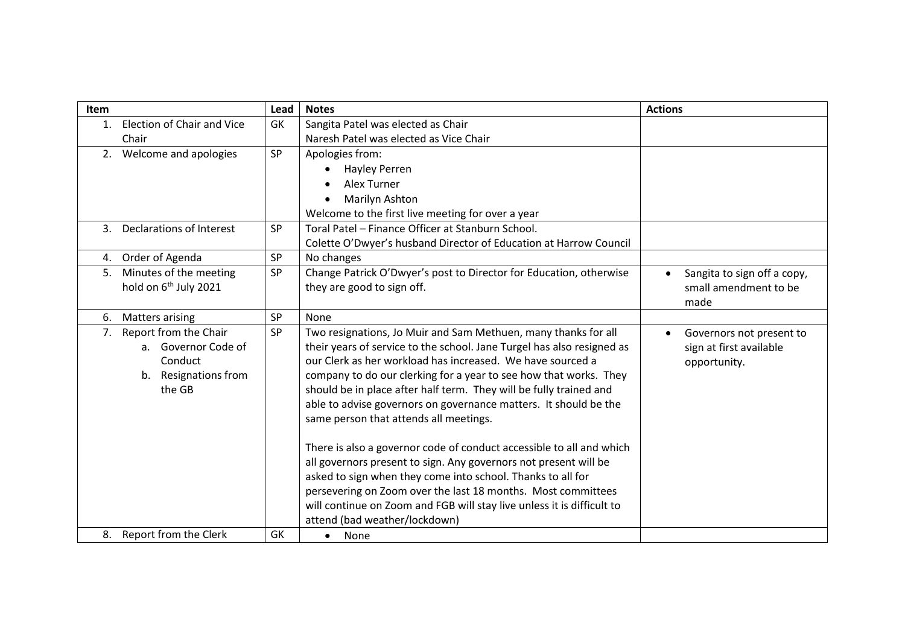| Item | Lead | Notes | Actions |
| --- | --- | --- | --- |
| 1. Election of Chair and Vice Chair | GK | Sangita Patel was elected as Chair<br>Naresh Patel was elected as Vice Chair | |
| 2. Welcome and apologies | SP | Apologies from:<br>• Hayley Perren<br>• Alex Turner<br>• Marilyn Ashton<br>Welcome to the first live meeting for over a year | |
| 3. Declarations of Interest | SP | Toral Patel – Finance Officer at Stanburn School.<br>Colette O'Dwyer's husband Director of Education at Harrow Council | |
| 4. Order of Agenda | SP | No changes | |
| 5. Minutes of the meeting hold on 6th July 2021 | SP | Change Patrick O'Dwyer's post to Director for Education, otherwise they are good to sign off. | • Sangita to sign off a copy, small amendment to be made |
| 6. Matters arising | SP | None | |
| 7. Report from the Chair<br>a. Governor Code of Conduct<br>b. Resignations from the GB | SP | Two resignations, Jo Muir and Sam Methuen, many thanks for all their years of service to the school. Jane Turgel has also resigned as our Clerk as her workload has increased. We have sourced a company to do our clerking for a year to see how that works. They should be in place after half term. They will be fully trained and able to advise governors on governance matters. It should be the same person that attends all meetings.<br><br>There is also a governor code of conduct accessible to all and which all governors present to sign. Any governors not present will be asked to sign when they come into school. Thanks to all for persevering on Zoom over the last 18 months. Most committees will continue on Zoom and FGB will stay live unless it is difficult to attend (bad weather/lockdown) | • Governors not present to sign at first available opportunity. |
| 8. Report from the Clerk | GK | • None | |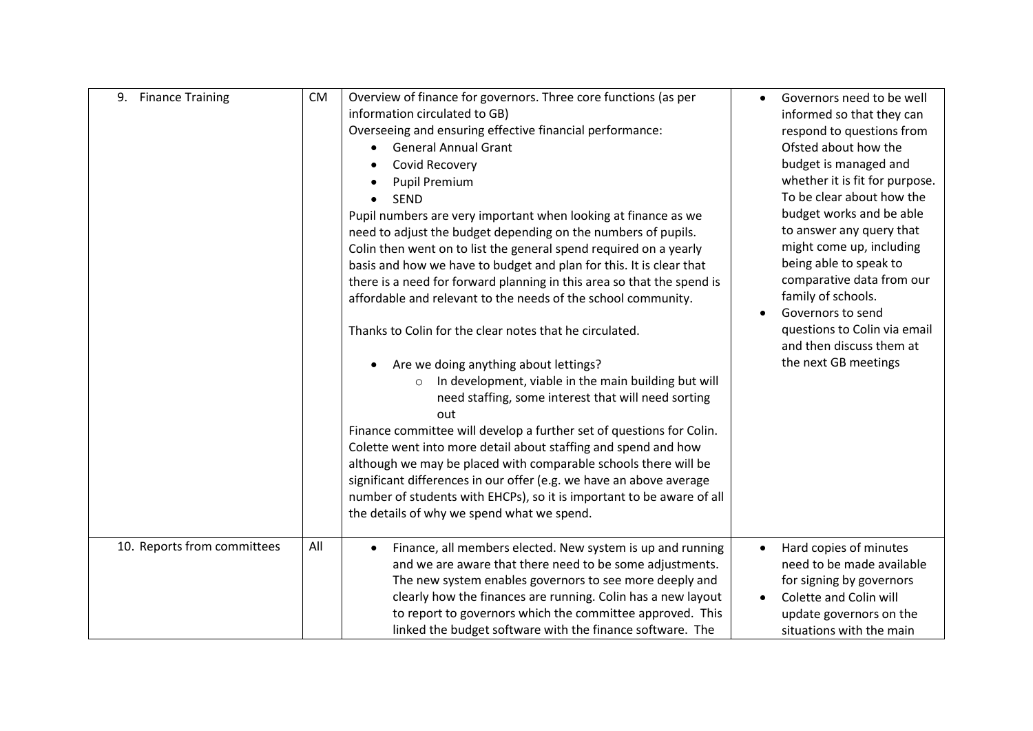| 9. Finance Training | CM | Overview of finance for governors. Three core functions (as per information circulated to GB)<br>Overseeing and ensuring effective financial performance:<br>• General Annual Grant<br>• Covid Recovery<br>• Pupil Premium<br>• SEND<br>Pupil numbers are very important when looking at finance as we need to adjust the budget depending on the numbers of pupils. Colin then went on to list the general spend required on a yearly basis and how we have to budget and plan for this. It is clear that there is a need for forward planning in this area so that the spend is affordable and relevant to the needs of the school community.<br><br>Thanks to Colin for the clear notes that he circulated.<br><br>• Are we doing anything about lettings?<br>&nbsp;&nbsp;&nbsp;&nbsp;○ In development, viable in the main building but will need staffing, some interest that will need sorting out<br>Finance committee will develop a further set of questions for Colin. Colette went into more detail about staffing and spend and how although we may be placed with comparable schools there will be significant differences in our offer (e.g. we have an above average number of students with EHCPs), so it is important to be aware of all the details of why we spend what we spend. | • Governors need to be well informed so that they can respond to questions from Ofsted about how the budget is managed and whether it is fit for purpose. To be clear about how the budget works and be able to answer any query that might come up, including being able to speak to comparative data from our family of schools.<br>• Governors to send questions to Colin via email and then discuss them at the next GB meetings |
|---|---|---|---|
| 10. Reports from committees | All | • Finance, all members elected. New system is up and running and we are aware that there need to be some adjustments. The new system enables governors to see more deeply and clearly how the finances are running. Colin has a new layout to report to governors which the committee approved. This linked the budget software with the finance software. The | • Hard copies of minutes need to be made available for signing by governors<br>• Colette and Colin will update governors on the situations with the main |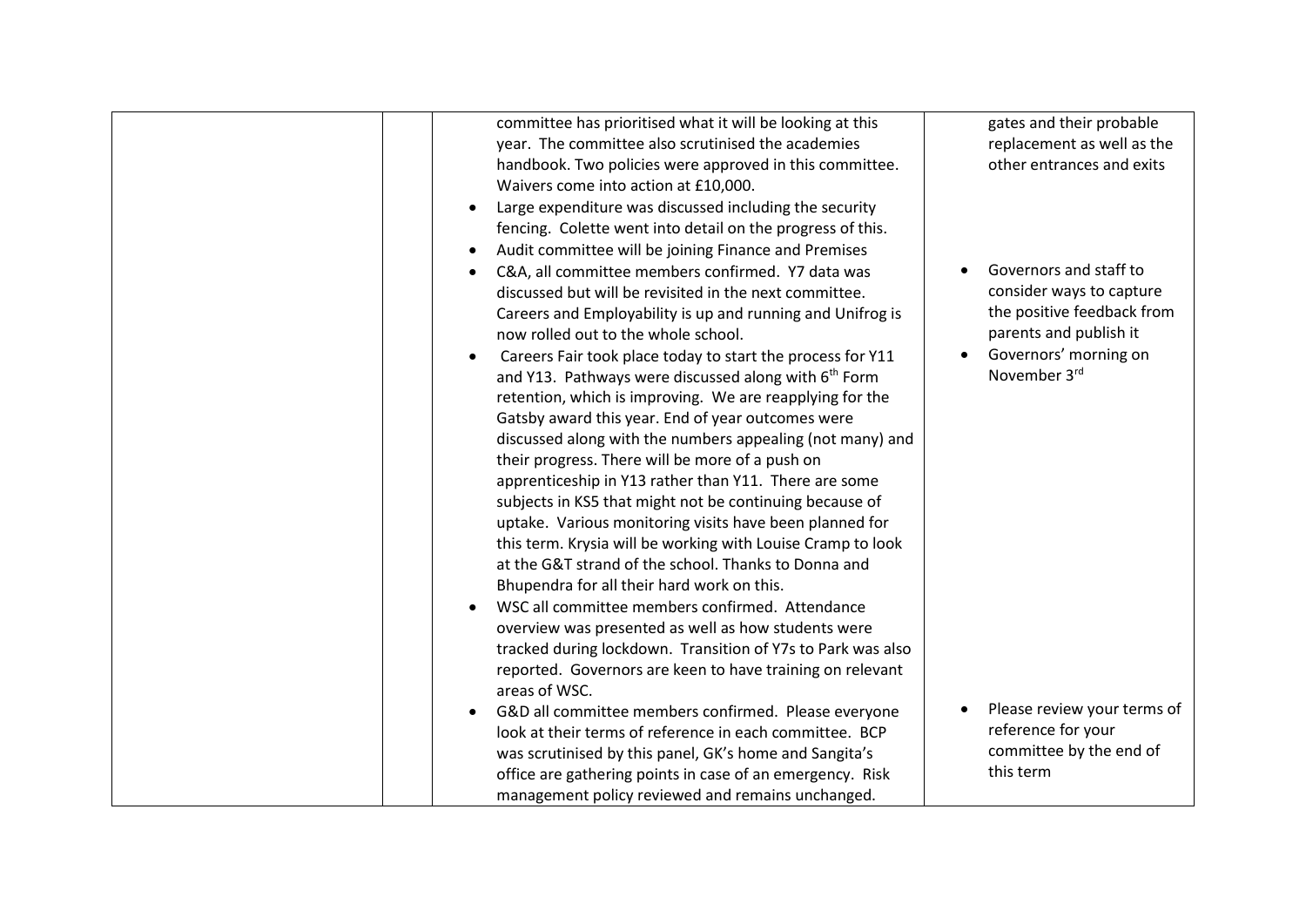| | | | |
|---|---|---|---|
| | | committee has prioritised what it will be looking at this year. The committee also scrutinised the academies handbook. Two policies were approved in this committee. Waivers come into action at £10,000.<br>• Large expenditure was discussed including the security fencing. Colette went into detail on the progress of this.<br>• Audit committee will be joining Finance and Premises<br>• C&A, all committee members confirmed. Y7 data was discussed but will be revisited in the next committee. Careers and Employability is up and running and Unifrog is now rolled out to the whole school.<br>• Careers Fair took place today to start the process for Y11 and Y13. Pathways were discussed along with 6th Form retention, which is improving. We are reapplying for the Gatsby award this year. End of year outcomes were discussed along with the numbers appealing (not many) and their progress. There will be more of a push on apprenticeship in Y13 rather than Y11. There are some subjects in KS5 that might not be continuing because of uptake. Various monitoring visits have been planned for this term. Krysia will be working with Louise Cramp to look at the G&T strand of the school. Thanks to Donna and Bhupendra for all their hard work on this.<br>• WSC all committee members confirmed. Attendance overview was presented as well as how students were tracked during lockdown. Transition of Y7s to Park was also reported. Governors are keen to have training on relevant areas of WSC.<br>• G&D all committee members confirmed. Please everyone look at their terms of reference in each committee. BCP was scrutinised by this panel, GK's home and Sangita's office are gathering points in case of an emergency. Risk management policy reviewed and remains unchanged. | gates and their probable replacement as well as the other entrances and exits<br><br>• Governors and staff to consider ways to capture the positive feedback from parents and publish it<br>• Governors' morning on November 3rd<br><br>• Please review your terms of reference for your committee by the end of this term |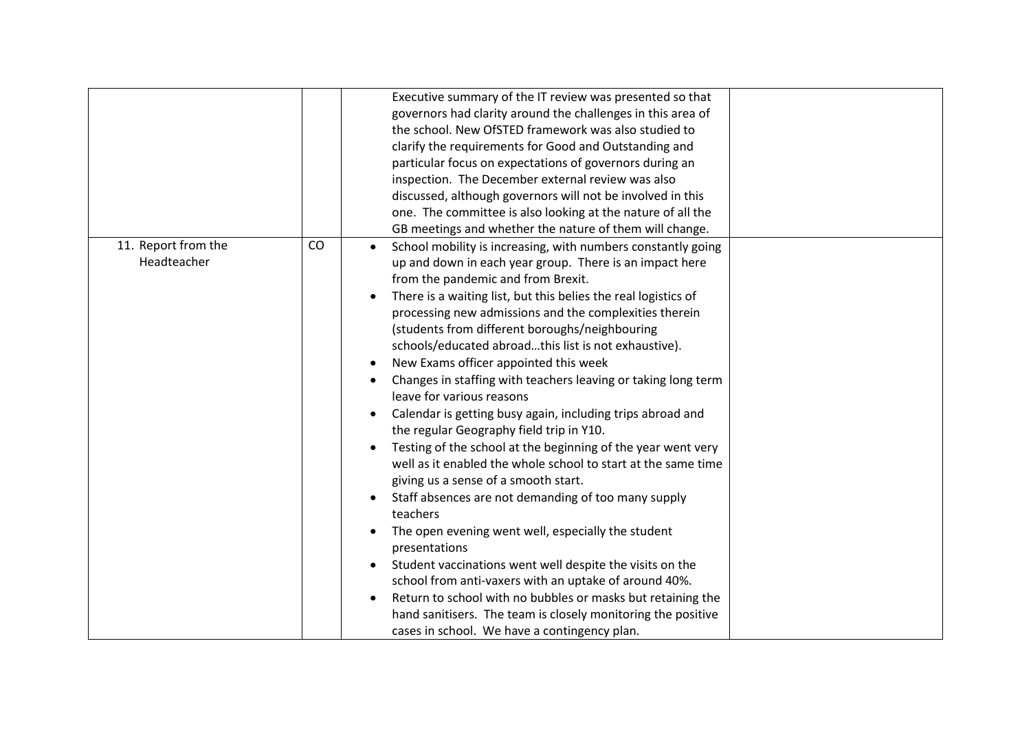| | | | |
|---|---|---|---|
| | | Executive summary of the IT review was presented so that governors had clarity around the challenges in this area of the school. New OfSTED framework was also studied to clarify the requirements for Good and Outstanding and particular focus on expectations of governors during an inspection. The December external review was also discussed, although governors will not be involved in this one. The committee is also looking at the nature of all the GB meetings and whether the nature of them will change. | |
| 11. Report from the Headteacher | CO | • School mobility is increasing, with numbers constantly going up and down in each year group. There is an impact here from the pandemic and from Brexit.<br>• There is a waiting list, but this belies the real logistics of processing new admissions and the complexities therein (students from different boroughs/neighbouring schools/educated abroad…this list is not exhaustive).<br>• New Exams officer appointed this week<br>• Changes in staffing with teachers leaving or taking long term leave for various reasons<br>• Calendar is getting busy again, including trips abroad and the regular Geography field trip in Y10.<br>• Testing of the school at the beginning of the year went very well as it enabled the whole school to start at the same time giving us a sense of a smooth start.<br>• Staff absences are not demanding of too many supply teachers<br>• The open evening went well, especially the student presentations<br>• Student vaccinations went well despite the visits on the school from anti-vaxers with an uptake of around 40%.<br>• Return to school with no bubbles or masks but retaining the hand sanitisers. The team is closely monitoring the positive cases in school. We have a contingency plan. | |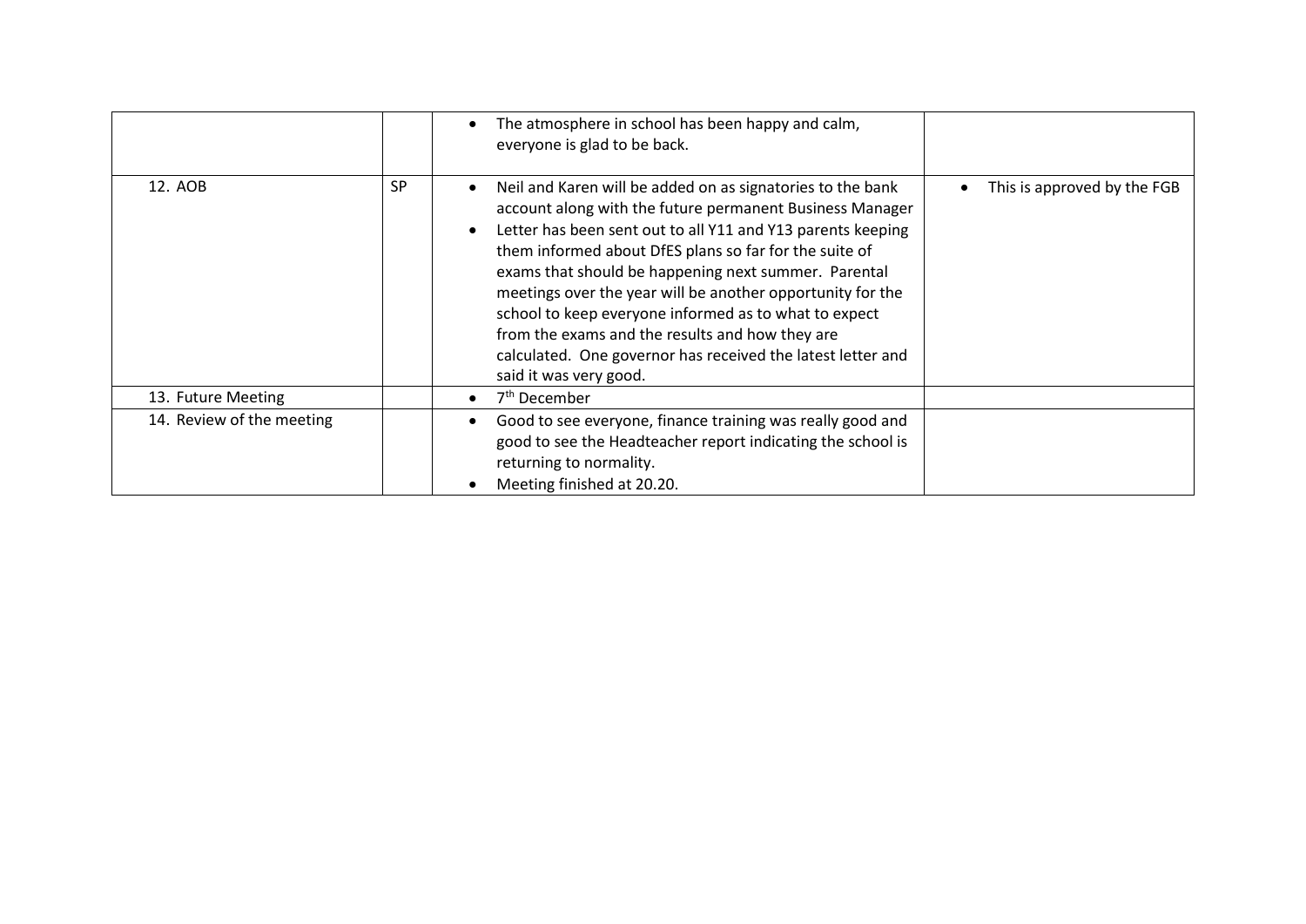| | | | |
|---|---|---|---|
| | | • The atmosphere in school has been happy and calm, everyone is glad to be back. | |
| 12. AOB | SP | • Neil and Karen will be added on as signatories to the bank account along with the future permanent Business Manager<br>• Letter has been sent out to all Y11 and Y13 parents keeping them informed about DfES plans so far for the suite of exams that should be happening next summer. Parental meetings over the year will be another opportunity for the school to keep everyone informed as to what to expect from the exams and the results and how they are calculated. One governor has received the latest letter and said it was very good. | • This is approved by the FGB |
| 13. Future Meeting | | • 7th December | |
| 14. Review of the meeting | | • Good to see everyone, finance training was really good and good to see the Headteacher report indicating the school is returning to normality.<br>• Meeting finished at 20.20. | |